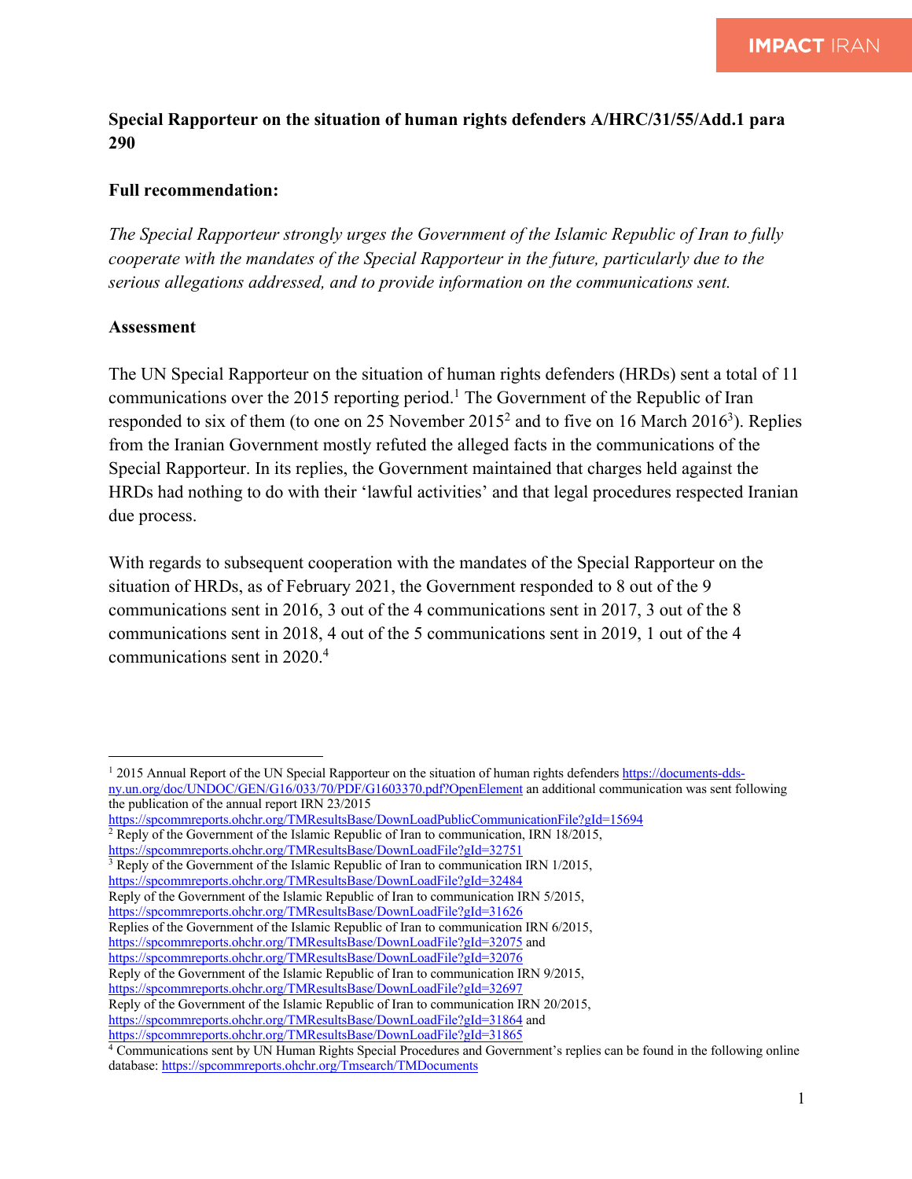**Special Rapporteur on the situation of human rights defenders A/HRC/31/55/Add.1 para 290**

**Full recommendation:**

*The Special Rapporteur strongly urges the Government of the Islamic Republic of Iran to fully cooperate with the mandates of the Special Rapporteur in the future, particularly due to the serious allegations addressed, and to provide information on the communications sent.*

**Assessment**

The UN Special Rapporteur on the situation of human rights defenders (HRDs) sent a total of 11 communications over the 2015 reporting period.[1] The Government of the Republic of Iran responded to six of them (to one on 25 November 2015[2] and to five on 16 March 2016[3]). Replies from the Iranian Government mostly refuted the alleged facts in the communications of the Special Rapporteur. In its replies, the Government maintained that charges held against the HRDs had nothing to do with their 'lawful activities' and that legal procedures respected Iranian due process.

With regards to subsequent cooperation with the mandates of the Special Rapporteur on the situation of HRDs, as of February 2021, the Government responded to 8 out of the 9 communications sent in 2016, 3 out of the 4 communications sent in 2017, 3 out of the 8 communications sent in 2018, 4 out of the 5 communications sent in 2019, 1 out of the 4 communications sent in 2020.[4]

---

[1] 2015 Annual Report of the UN Special Rapporteur on the situation of human rights defenders https://documents-dds-ny.un.org/doc/UNDOC/GEN/G16/033/70/PDF/G1603370.pdf?OpenElement an additional communication was sent following the publication of the annual report IRN 23/2015 https://spcommreports.ohchr.org/TMResultsBase/DownLoadPublicCommunicationFile?gId=15694

[2] Reply of the Government of the Islamic Republic of Iran to communication, IRN 18/2015, https://spcommreports.ohchr.org/TMResultsBase/DownLoadFile?gId=32751

[3] Reply of the Government of the Islamic Republic of Iran to communication IRN 1/2015, https://spcommreports.ohchr.org/TMResultsBase/DownLoadFile?gId=32484
Reply of the Government of the Islamic Republic of Iran to communication IRN 5/2015, https://spcommreports.ohchr.org/TMResultsBase/DownLoadFile?gId=31626
Replies of the Government of the Islamic Republic of Iran to communication IRN 6/2015, https://spcommreports.ohchr.org/TMResultsBase/DownLoadFile?gId=32075 and https://spcommreports.ohchr.org/TMResultsBase/DownLoadFile?gId=32076
Reply of the Government of the Islamic Republic of Iran to communication IRN 9/2015, https://spcommreports.ohchr.org/TMResultsBase/DownLoadFile?gId=32697
Reply of the Government of the Islamic Republic of Iran to communication IRN 20/2015, https://spcommreports.ohchr.org/TMResultsBase/DownLoadFile?gId=31864 and https://spcommreports.ohchr.org/TMResultsBase/DownLoadFile?gId=31865

[4] Communications sent by UN Human Rights Special Procedures and Government's replies can be found in the following online database: https://spcommreports.ohchr.org/Tmsearch/TMDocuments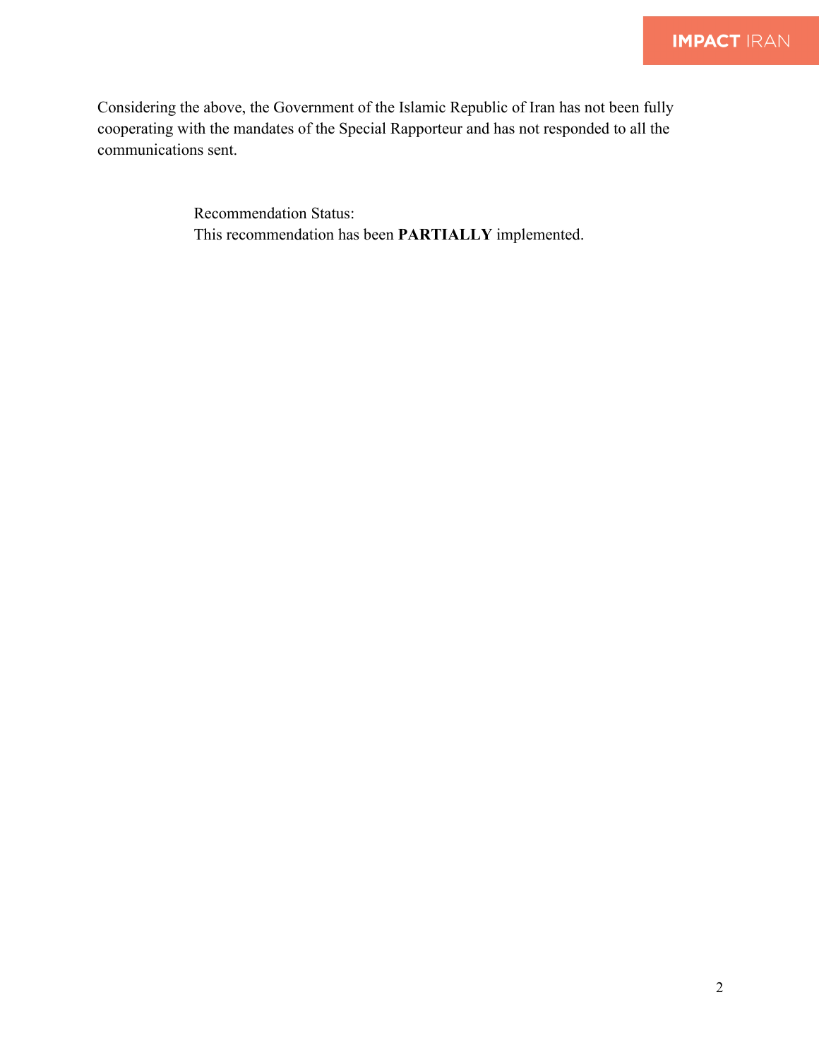Considering the above, the Government of the Islamic Republic of Iran has not been fully cooperating with the mandates of the Special Rapporteur and has not responded to all the communications sent.

Recommendation Status:
This recommendation has been **PARTIALLY** implemented.